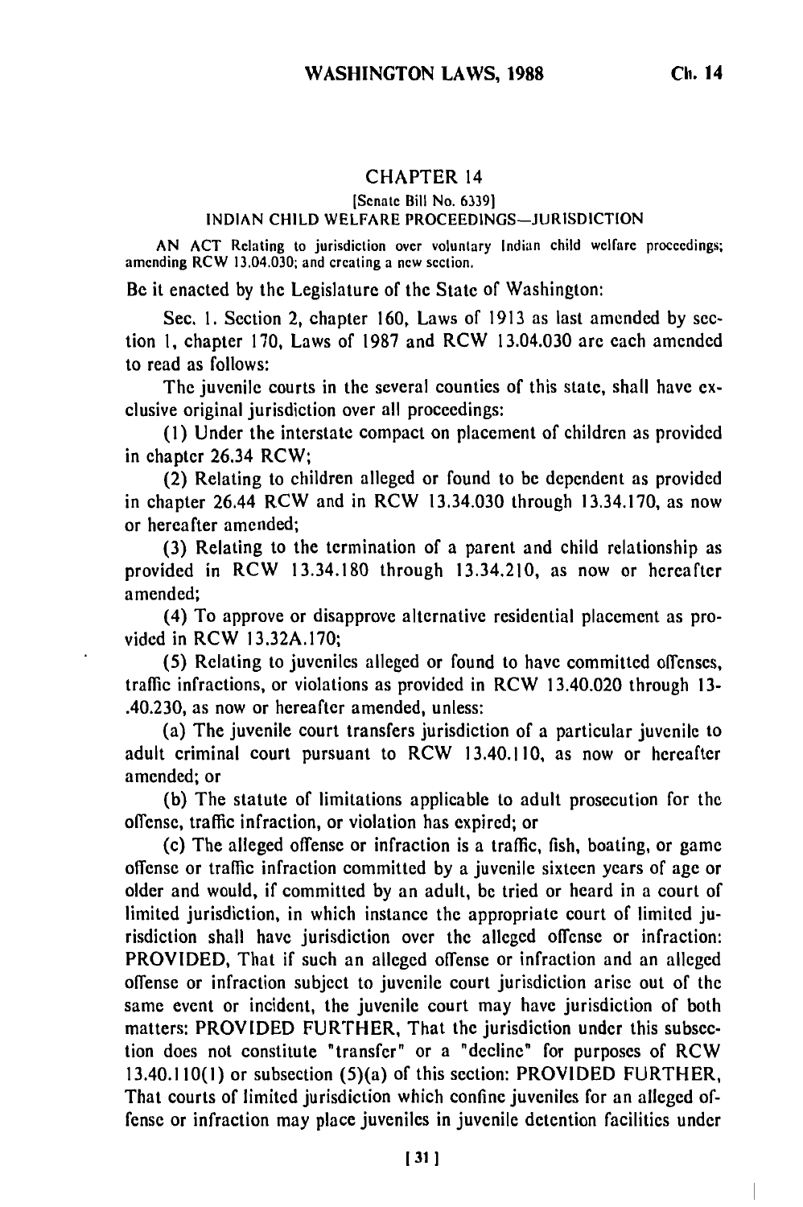## CHAPTER 14

[Senate Bill No. 6339]

INDIAN CHILD WELFARE PROCEEDINGS—JURISDICTION

AN ACT Relating to jurisdiction over voluntary Indian child welfare proceedings; amending RCW 13.04.030; and creating a new section.

Be it enacted by the Legislature of the State of Washington:

Sec. 1. Section 2, chapter 160, Laws of 1913 as last amended by section 1, chapter 170, Laws of 1987 and RCW 13.04.030 are each amended to read as follows:

The juvenile courts in the several counties of this state, shall have exclusive original jurisdiction over all proceedings:

(1) Under the interstate compact on placement of children as provided in chapter 26.34 RCW;

(2) Relating to children alleged or found to be dependent as provided in chapter 26.44 RCW and in RCW 13.34.030 through 13.34.170, as now or hereafter amended;

(3) Relating to the termination of a parent and child relationship as provided in RCW 13.34.180 through 13.34.210, as now or hereafter amended;

(4) To approve or disapprove alternative residential placement as provided in RCW 13.32A.170;

(5) Relating to juveniles alleged or found to have committed offenses, traffic infractions, or violations as provided in RCW 13.40.020 through 13-.40.230, as now or hereafter amended, unless:

(a) The juvenile court transfers jurisdiction of a particular juvenile to adult criminal court pursuant to RCW 13.40.110, as now or hereafter amended; or

(b) The statute of limitations applicable to adult prosecution for the offense, traffic infraction, or violation has expired; or

(c) The alleged offense or infraction is a traffic, fish, boating, or game offense or traffic infraction committed by a juvenile sixteen years of age or older and would, if committed by an adult, be tried or heard in a court of limited jurisdiction, in which instance the appropriate court of limited jurisdiction shall have jurisdiction over the alleged offense or infraction: PROVIDED, That if such an alleged offense or infraction and an alleged offense or infraction subject to juvenile court jurisdiction arise out of the same event or incident, the juvenile court may have jurisdiction of both matters: PROVIDED FURTHER, That the jurisdiction under this subsection does not constitute "transfer" or a "decline" for purposes of RCW 13.40.110(1) or subsection (5)(a) of this section: PROVIDED FURTHER, That courts of limited jurisdiction which confine juveniles for an alleged offense or infraction may place juveniles in juvenile detention facilities under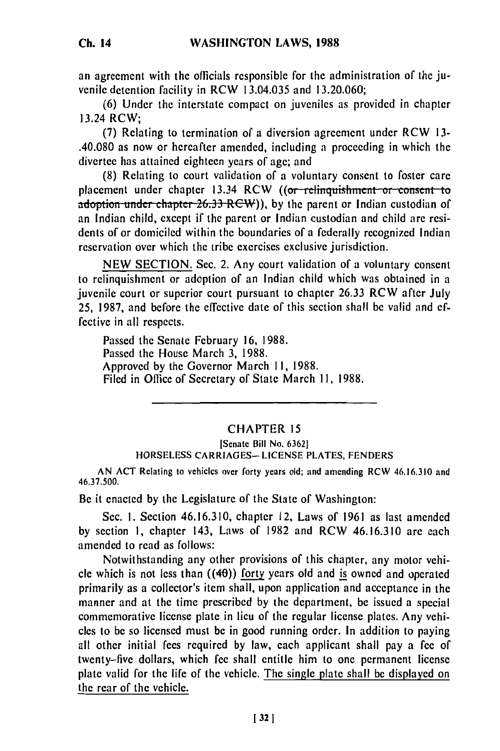an agreement with the officials responsible for the administration of the juvenile detention facility in RCW 13.04.035 and 13.20.060;

(6) Under the interstate compact on juveniles as provided in chapter 13.24 RCW;

(7) Relating to termination of a diversion agreement under RCW 13-.40.080 as now or hereafter amended, including a proceeding in which the divertee has attained eighteen years of age; and

(8) Relating to court validation of a voluntary consent to foster care placement under chapter 13.34 RCW ((~~or relinquishment or consent to adoption under chapter 26.33 RCW~~)), by the parent or Indian custodian of an Indian child, except if the parent or Indian custodian and child are residents of or domiciled within the boundaries of a federally recognized Indian reservation over which the tribe exercises exclusive jurisdiction.

NEW SECTION. Sec. 2. Any court validation of a voluntary consent to relinquishment or adoption of an Indian child which was obtained in a juvenile court or superior court pursuant to chapter 26.33 RCW after July 25, 1987, and before the effective date of this section shall be valid and effective in all respects.

Passed the Senate February 16, 1988.
Passed the House March 3, 1988.
Approved by the Governor March 11, 1988.
Filed in Office of Secretary of State March 11, 1988.

---

## CHAPTER 15

[Senate Bill No. 6362]

HORSELESS CARRIAGES—LICENSE PLATES, FENDERS

AN ACT Relating to vehicles over forty years old; and amending RCW 46.16.310 and 46.37.500.

Be it enacted by the Legislature of the State of Washington:

Sec. 1. Section 46.16.310, chapter 12, Laws of 1961 as last amended by section 1, chapter 143, Laws of 1982 and RCW 46.16.310 are each amended to read as follows:

Notwithstanding any other provisions of this chapter, any motor vehicle which is not less than ((~~40~~)) forty years old and is owned and operated primarily as a collector's item shall, upon application and acceptance in the manner and at the time prescribed by the department, be issued a special commemorative license plate in lieu of the regular license plates. Any vehicles to be so licensed must be in good running order. In addition to paying all other initial fees required by law, each applicant shall pay a fee of twenty-five dollars, which fee shall entitle him to one permanent license plate valid for the life of the vehicle. The single plate shall be displayed on the rear of the vehicle.